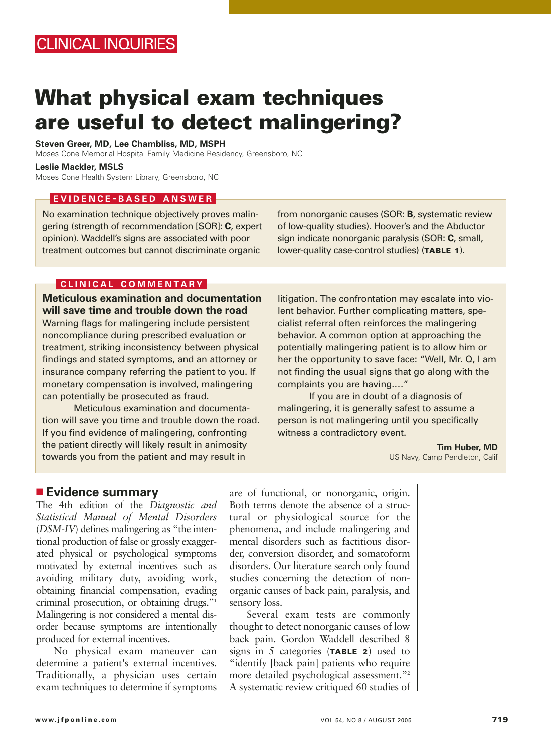CLINICAL INQUIRIES

# What physical exam techniques are useful to detect malingering?

**Steven Greer, MD, Lee Chambliss, MD, MSPH**
Moses Cone Memorial Hospital Family Medicine Residency, Greensboro, NC

**Leslie Mackler, MSLS**
Moses Cone Health System Library, Greensboro, NC

## EVIDENCE-BASED ANSWER

No examination technique objectively proves malingering (strength of recommendation [SOR]: **C**, expert opinion). Waddell's signs are associated with poor treatment outcomes but cannot discriminate organic from nonorganic causes (SOR: **B**, systematic review of low-quality studies). Hoover's and the Abductor sign indicate nonorganic paralysis (SOR: **C**, small, lower-quality case-control studies) (**TABLE 1**).

## CLINICAL COMMENTARY

### Meticulous examination and documentation will save time and trouble down the road

Warning flags for malingering include persistent noncompliance during prescribed evaluation or treatment, striking inconsistency between physical findings and stated symptoms, and an attorney or insurance company referring the patient to you. If monetary compensation is involved, malingering can potentially be prosecuted as fraud.

Meticulous examination and documentation will save you time and trouble down the road. If you find evidence of malingering, confronting the patient directly will likely result in animosity towards you from the patient and may result in litigation. The confrontation may escalate into violent behavior. Further complicating matters, specialist referral often reinforces the malingering behavior. A common option at approaching the potentially malingering patient is to allow him or her the opportunity to save face: "Well, Mr. Q, I am not finding the usual signs that go along with the complaints you are having...."

If you are in doubt of a diagnosis of malingering, it is generally safest to assume a person is not malingering until you specifically witness a contradictory event.

**Tim Huber, MD**
US Navy, Camp Pendleton, Calif

## Evidence summary

The 4th edition of the *Diagnostic and Statistical Manual of Mental Disorders* (*DSM-IV*) defines malingering as "the intentional production of false or grossly exaggerated physical or psychological symptoms motivated by external incentives such as avoiding military duty, avoiding work, obtaining financial compensation, evading criminal prosecution, or obtaining drugs."[1] Malingering is not considered a mental disorder because symptoms are intentionally produced for external incentives.

No physical exam maneuver can determine a patient's external incentives. Traditionally, a physician uses certain exam techniques to determine if symptoms are of functional, or nonorganic, origin. Both terms denote the absence of a structural or physiological source for the phenomena, and include malingering and mental disorders such as factitious disorder, conversion disorder, and somatoform disorders. Our literature search only found studies concerning the detection of nonorganic causes of back pain, paralysis, and sensory loss.

Several exam tests are commonly thought to detect nonorganic causes of low back pain. Gordon Waddell described 8 signs in 5 categories (**TABLE 2**) used to "identify [back pain] patients who require more detailed psychological assessment."[2] A systematic review critiqued 60 studies of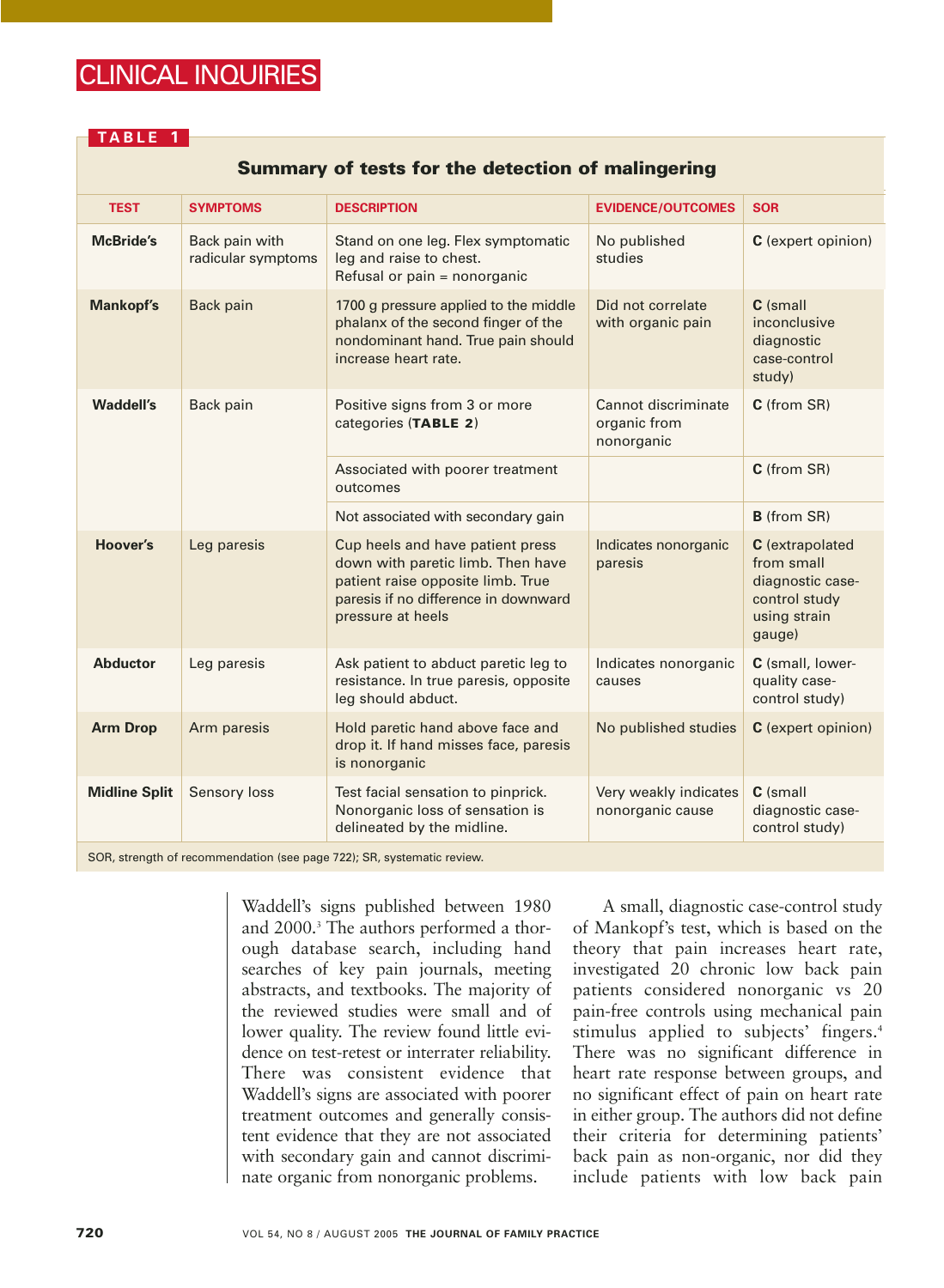**TABLE 1**

**Summary of tests for the detection of malingering**

| TEST | SYMPTOMS | DESCRIPTION | EVIDENCE/OUTCOMES | SOR |
|---|---|---|---|---|
| **McBride's** | Back pain with radicular symptoms | Stand on one leg. Flex symptomatic leg and raise to chest. Refusal or pain = nonorganic | No published studies | **C** (expert opinion) |
| **Mankopf's** | Back pain | 1700 g pressure applied to the middle phalanx of the second finger of the nondominant hand. True pain should increase heart rate. | Did not correlate with organic pain | **C** (small inconclusive diagnostic case-control study) |
| **Waddell's** | Back pain | Positive signs from 3 or more categories (**TABLE 2**) | Cannot discriminate organic from nonorganic | **C** (from SR) |
| | | Associated with poorer treatment outcomes | | **C** (from SR) |
| | | Not associated with secondary gain | | **B** (from SR) |
| **Hoover's** | Leg paresis | Cup heels and have patient press down with paretic limb. Then have patient raise opposite limb. True paresis if no difference in downward pressure at heels | Indicates nonorganic paresis | **C** (extrapolated from small diagnostic case-control study using strain gauge) |
| **Abductor** | Leg paresis | Ask patient to abduct paretic leg to resistance. In true paresis, opposite leg should abduct. | Indicates nonorganic causes | **C** (small, lower-quality case-control study) |
| **Arm Drop** | Arm paresis | Hold paretic hand above face and drop it. If hand misses face, paresis is nonorganic | No published studies | **C** (expert opinion) |
| **Midline Split** | Sensory loss | Test facial sensation to pinprick. Nonorganic loss of sensation is delineated by the midline. | Very weakly indicates nonorganic cause | **C** (small diagnostic case-control study) |

SOR, strength of recommendation (see page 722); SR, systematic review.

Waddell's signs published between 1980 and 2000.[3] The authors performed a thorough database search, including hand searches of key pain journals, meeting abstracts, and textbooks. The majority of the reviewed studies were small and of lower quality. The review found little evidence on test-retest or interrater reliability. There was consistent evidence that Waddell's signs are associated with poorer treatment outcomes and generally consistent evidence that they are not associated with secondary gain and cannot discriminate organic from nonorganic problems.

A small, diagnostic case-control study of Mankopf's test, which is based on the theory that pain increases heart rate, investigated 20 chronic low back pain patients considered nonorganic vs 20 pain-free controls using mechanical pain stimulus applied to subjects' fingers.[4] There was no significant difference in heart rate response between groups, and no significant effect of pain on heart rate in either group. The authors did not define their criteria for determining patients' back pain as non-organic, nor did they include patients with low back pain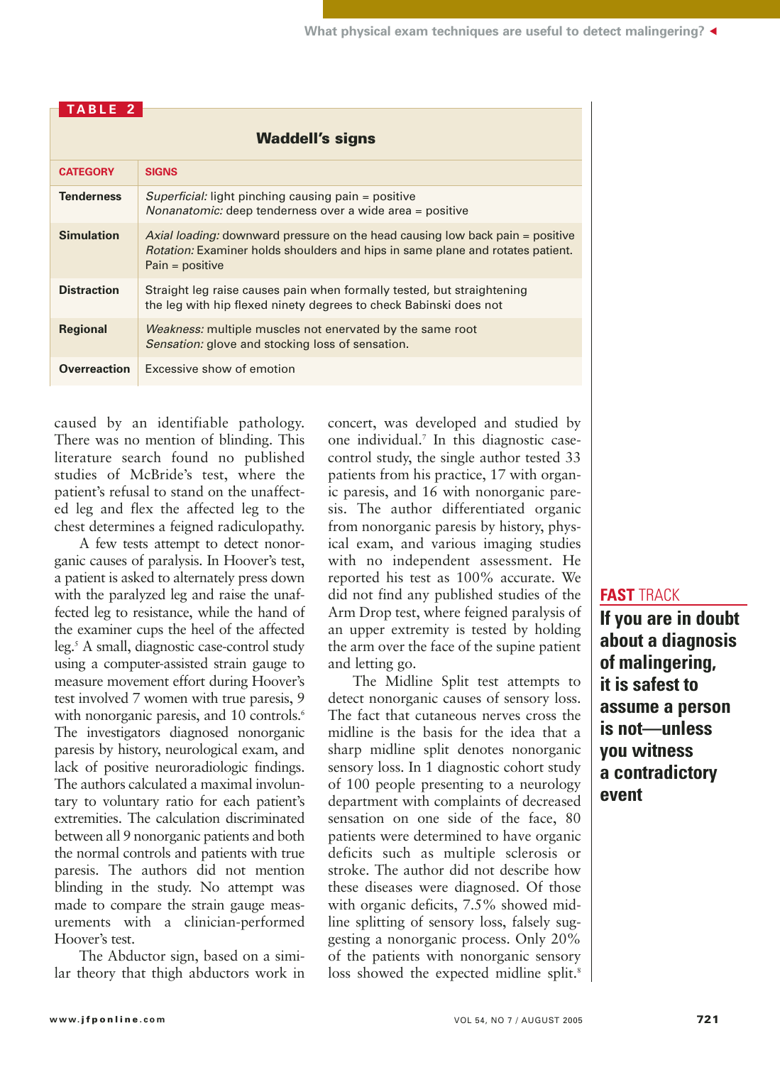**TABLE 2**

**Waddell's signs**

| CATEGORY | SIGNS |
|---|---|
| **Tenderness** | *Superficial:* light pinching causing pain = positive<br>*Nonanatomic:* deep tenderness over a wide area = positive |
| **Simulation** | *Axial loading:* downward pressure on the head causing low back pain = positive<br>*Rotation:* Examiner holds shoulders and hips in same plane and rotates patient. Pain = positive |
| **Distraction** | Straight leg raise causes pain when formally tested, but straightening the leg with hip flexed ninety degrees to check Babinski does not |
| **Regional** | *Weakness:* multiple muscles not enervated by the same root<br>*Sensation:* glove and stocking loss of sensation. |
| **Overreaction** | Excessive show of emotion |

caused by an identifiable pathology. There was no mention of blinding. This literature search found no published studies of McBride's test, where the patient's refusal to stand on the unaffected leg and flex the affected leg to the chest determines a feigned radiculopathy.

A few tests attempt to detect nonorganic causes of paralysis. In Hoover's test, a patient is asked to alternately press down with the paralyzed leg and raise the unaffected leg to resistance, while the hand of the examiner cups the heel of the affected leg.[5] A small, diagnostic case-control study using a computer-assisted strain gauge to measure movement effort during Hoover's test involved 7 women with true paresis, 9 with nonorganic paresis, and 10 controls.[6] The investigators diagnosed nonorganic paresis by history, neurological exam, and lack of positive neuroradiologic findings. The authors calculated a maximal involuntary to voluntary ratio for each patient's extremities. The calculation discriminated between all 9 nonorganic patients and both the normal controls and patients with true paresis. The authors did not mention blinding in the study. No attempt was made to compare the strain gauge measurements with a clinician-performed Hoover's test.

The Abductor sign, based on a similar theory that thigh abductors work in concert, was developed and studied by one individual.[7] In this diagnostic case-control study, the single author tested 33 patients from his practice, 17 with organic paresis, and 16 with nonorganic paresis. The author differentiated organic from nonorganic paresis by history, physical exam, and various imaging studies with no independent assessment. He reported his test as 100% accurate. We did not find any published studies of the Arm Drop test, where feigned paralysis of an upper extremity is tested by holding the arm over the face of the supine patient and letting go.

The Midline Split test attempts to detect nonorganic causes of sensory loss. The fact that cutaneous nerves cross the midline is the basis for the idea that a sharp midline split denotes nonorganic sensory loss. In 1 diagnostic cohort study of 100 people presenting to a neurology department with complaints of decreased sensation on one side of the face, 80 patients were determined to have organic deficits such as multiple sclerosis or stroke. The author did not describe how these diseases were diagnosed. Of those with organic deficits, 7.5% showed midline splitting of sensory loss, falsely suggesting a nonorganic process. Only 20% of the patients with nonorganic sensory loss showed the expected midline split.[8]

**FAST TRACK**

**If you are in doubt about a diagnosis of malingering, it is safest to assume a person is not—unless you witness a contradictory event**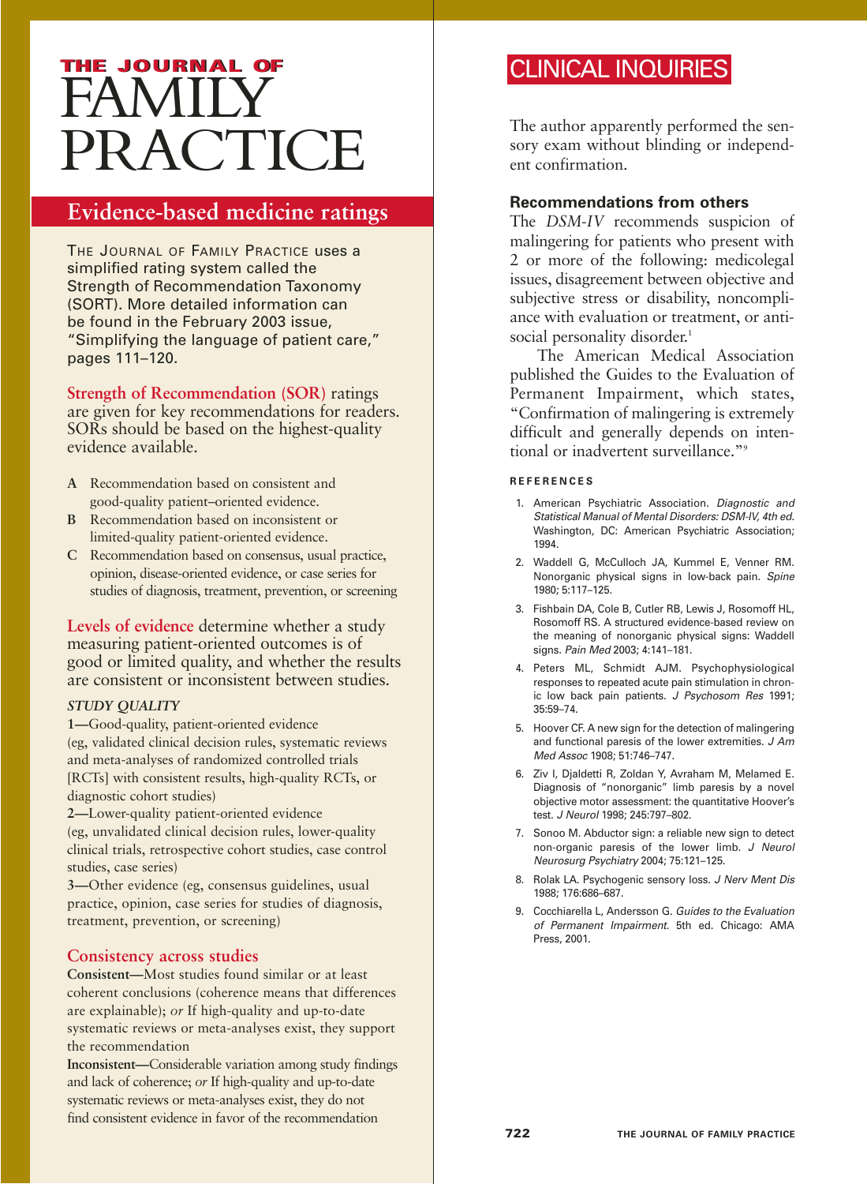# THE JOURNAL OF FAMILY PRACTICE

## Evidence-based medicine ratings

THE JOURNAL OF FAMILY PRACTICE uses a simplified rating system called the Strength of Recommendation Taxonomy (SORT). More detailed information can be found in the February 2003 issue, "Simplifying the language of patient care," pages 111–120.

**Strength of Recommendation (SOR)** ratings are given for key recommendations for readers. SORs should be based on the highest-quality evidence available.

- **A** Recommendation based on consistent and good-quality patient–oriented evidence.
- **B** Recommendation based on inconsistent or limited-quality patient-oriented evidence.
- **C** Recommendation based on consensus, usual practice, opinion, disease-oriented evidence, or case series for studies of diagnosis, treatment, prevention, or screening

**Levels of evidence** determine whether a study measuring patient-oriented outcomes is of good or limited quality, and whether the results are consistent or inconsistent between studies.

***STUDY QUALITY***

**1—**Good-quality, patient-oriented evidence (eg, validated clinical decision rules, systematic reviews and meta-analyses of randomized controlled trials [RCTs] with consistent results, high-quality RCTs, or diagnostic cohort studies)

**2—**Lower-quality patient-oriented evidence (eg, unvalidated clinical decision rules, lower-quality clinical trials, retrospective cohort studies, case control studies, case series)

**3—**Other evidence (eg, consensus guidelines, usual practice, opinion, case series for studies of diagnosis, treatment, prevention, or screening)

**Consistency across studies**

**Consistent—**Most studies found similar or at least coherent conclusions (coherence means that differences are explainable); *or* If high-quality and up-to-date systematic reviews or meta-analyses exist, they support the recommendation

**Inconsistent—**Considerable variation among study findings and lack of coherence; *or* If high-quality and up-to-date systematic reviews or meta-analyses exist, they do not find consistent evidence in favor of the recommendation

## CLINICAL INQUIRIES

The author apparently performed the sensory exam without blinding or independent confirmation.

### Recommendations from others

The *DSM-IV* recommends suspicion of malingering for patients who present with 2 or more of the following: medicolegal issues, disagreement between objective and subjective stress or disability, noncompliance with evaluation or treatment, or antisocial personality disorder.[1]

The American Medical Association published the Guides to the Evaluation of Permanent Impairment, which states, "Confirmation of malingering is extremely difficult and generally depends on intentional or inadvertent surveillance."[9]

#### REFERENCES

1. American Psychiatric Association. *Diagnostic and Statistical Manual of Mental Disorders: DSM-IV, 4th ed.* Washington, DC: American Psychiatric Association; 1994.
2. Waddell G, McCulloch JA, Kummel E, Venner RM. Nonorganic physical signs in low-back pain. *Spine* 1980; 5:117–125.
3. Fishbain DA, Cole B, Cutler RB, Lewis J, Rosomoff HL, Rosomoff RS. A structured evidence-based review on the meaning of nonorganic physical signs: Waddell signs. *Pain Med* 2003; 4:141–181.
4. Peters ML, Schmidt AJM. Psychophysiological responses to repeated acute pain stimulation in chronic low back pain patients. *J Psychosom Res* 1991; 35:59–74.
5. Hoover CF. A new sign for the detection of malingering and functional paresis of the lower extremities. *J Am Med Assoc* 1908; 51:746–747.
6. Ziv I, Djaldetti R, Zoldan Y, Avraham M, Melamed E. Diagnosis of "nonorganic" limb paresis by a novel objective motor assessment: the quantitative Hoover's test. *J Neurol* 1998; 245:797–802.
7. Sonoo M. Abductor sign: a reliable new sign to detect non-organic paresis of the lower limb. *J Neurol Neurosurg Psychiatry* 2004; 75:121–125.
8. Rolak LA. Psychogenic sensory loss. *J Nerv Ment Dis* 1988; 176:686–687.
9. Cocchiarella L, Andersson G. *Guides to the Evaluation of Permanent Impairment.* 5th ed. Chicago: AMA Press, 2001.